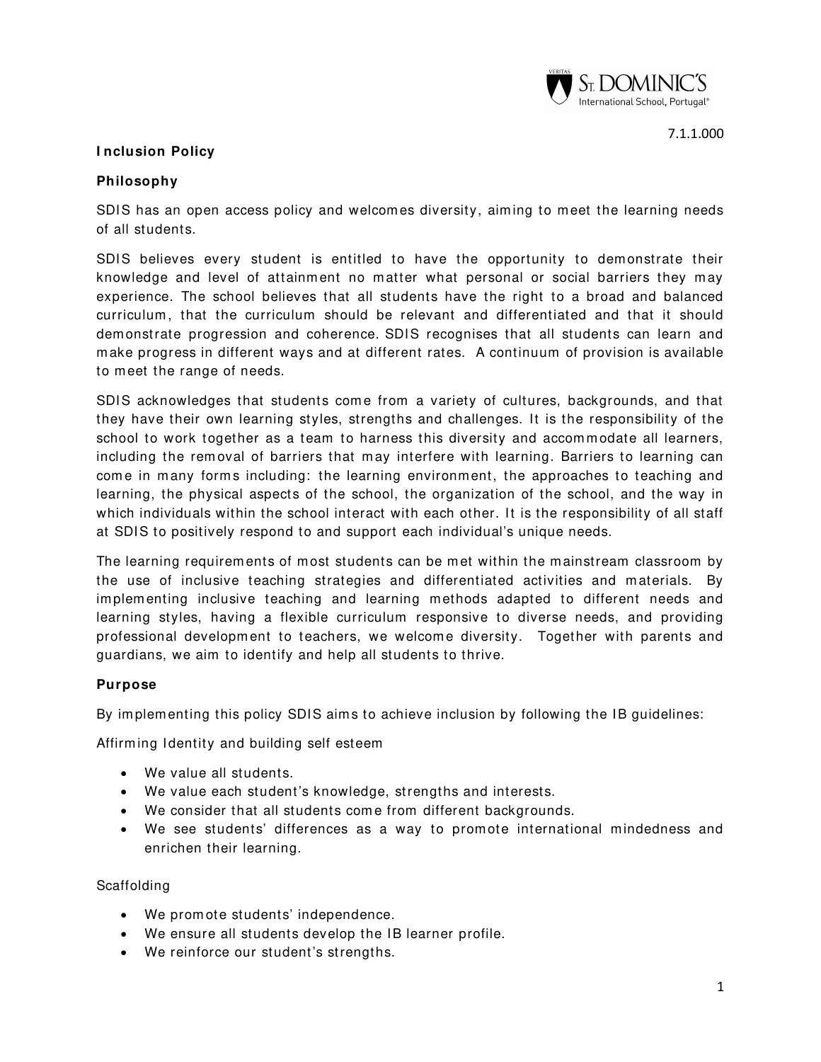7.1.1.000

## Inclusion Policy

### Philosophy

SDIS has an open access policy and welcomes diversity, aiming to meet the learning needs of all students.

SDIS believes every student is entitled to have the opportunity to demonstrate their knowledge and level of attainment no matter what personal or social barriers they may experience. The school believes that all students have the right to a broad and balanced curriculum, that the curriculum should be relevant and differentiated and that it should demonstrate progression and coherence. SDIS recognises that all students can learn and make progress in different ways and at different rates. A continuum of provision is available to meet the range of needs.

SDIS acknowledges that students come from a variety of cultures, backgrounds, and that they have their own learning styles, strengths and challenges. It is the responsibility of the school to work together as a team to harness this diversity and accommodate all learners, including the removal of barriers that may interfere with learning. Barriers to learning can come in many forms including: the learning environment, the approaches to teaching and learning, the physical aspects of the school, the organization of the school, and the way in which individuals within the school interact with each other. It is the responsibility of all staff at SDIS to positively respond to and support each individual's unique needs.

The learning requirements of most students can be met within the mainstream classroom by the use of inclusive teaching strategies and differentiated activities and materials. By implementing inclusive teaching and learning methods adapted to different needs and learning styles, having a flexible curriculum responsive to diverse needs, and providing professional development to teachers, we welcome diversity. Together with parents and guardians, we aim to identify and help all students to thrive.

### Purpose

By implementing this policy SDIS aims to achieve inclusion by following the IB guidelines:

Affirming Identity and building self esteem

- We value all students.
- We value each student's knowledge, strengths and interests.
- We consider that all students come from different backgrounds.
- We see students' differences as a way to promote international mindedness and enrichen their learning.

Scaffolding

- We promote students' independence.
- We ensure all students develop the IB learner profile.
- We reinforce our student's strengths.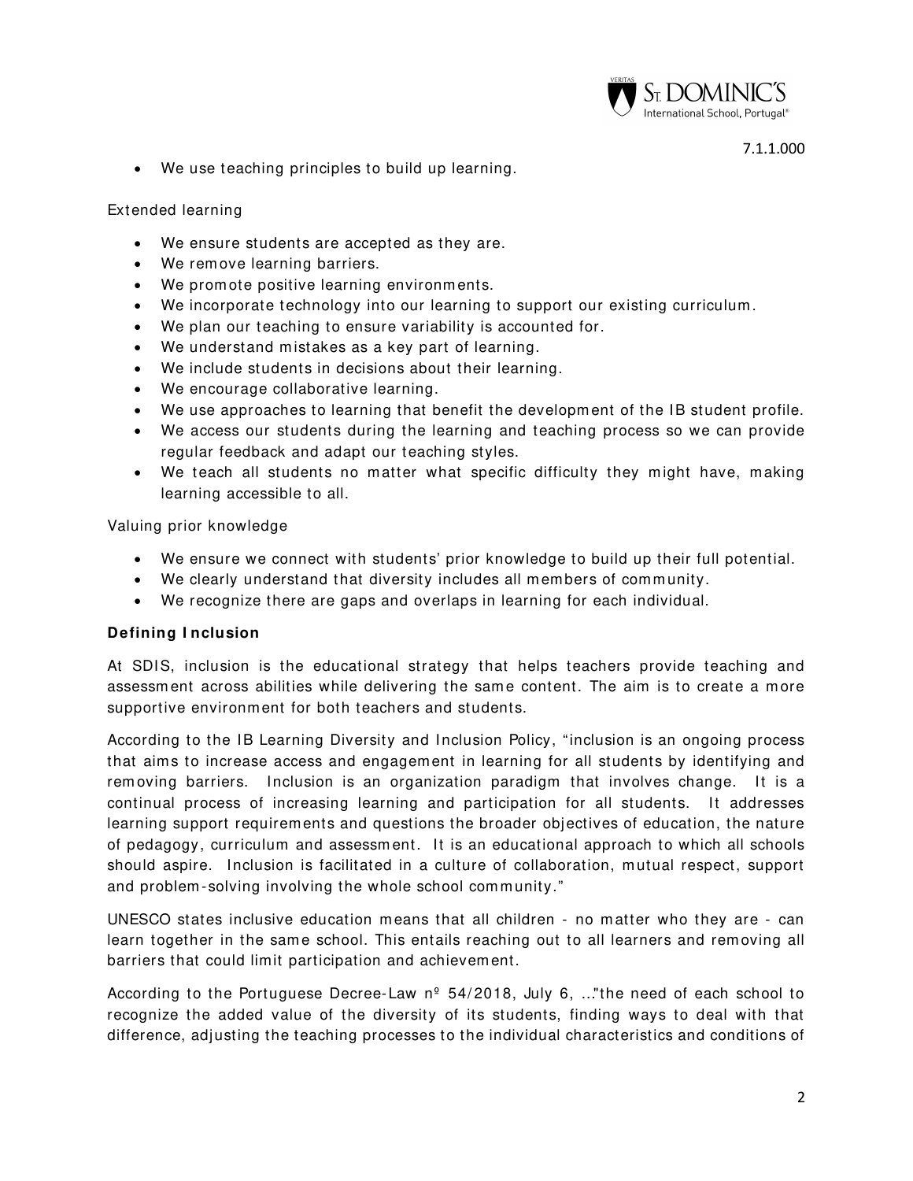- We use teaching principles to build up learning.

Extended learning

- We ensure students are accepted as they are.
- We remove learning barriers.
- We promote positive learning environments.
- We incorporate technology into our learning to support our existing curriculum.
- We plan our teaching to ensure variability is accounted for.
- We understand mistakes as a key part of learning.
- We include students in decisions about their learning.
- We encourage collaborative learning.
- We use approaches to learning that benefit the development of the IB student profile.
- We access our students during the learning and teaching process so we can provide regular feedback and adapt our teaching styles.
- We teach all students no matter what specific difficulty they might have, making learning accessible to all.

Valuing prior knowledge

- We ensure we connect with students' prior knowledge to build up their full potential.
- We clearly understand that diversity includes all members of community.
- We recognize there are gaps and overlaps in learning for each individual.

**Defining Inclusion**

At SDIS, inclusion is the educational strategy that helps teachers provide teaching and assessment across abilities while delivering the same content. The aim is to create a more supportive environment for both teachers and students.

According to the IB Learning Diversity and Inclusion Policy, "inclusion is an ongoing process that aims to increase access and engagement in learning for all students by identifying and removing barriers. Inclusion is an organization paradigm that involves change. It is a continual process of increasing learning and participation for all students. It addresses learning support requirements and questions the broader objectives of education, the nature of pedagogy, curriculum and assessment. It is an educational approach to which all schools should aspire. Inclusion is facilitated in a culture of collaboration, mutual respect, support and problem-solving involving the whole school community."

UNESCO states inclusive education means that all children - no matter who they are - can learn together in the same school. This entails reaching out to all learners and removing all barriers that could limit participation and achievement.

According to the Portuguese Decree-Law nº 54/2018, July 6, ..."the need of each school to recognize the added value of the diversity of its students, finding ways to deal with that difference, adjusting the teaching processes to the individual characteristics and conditions of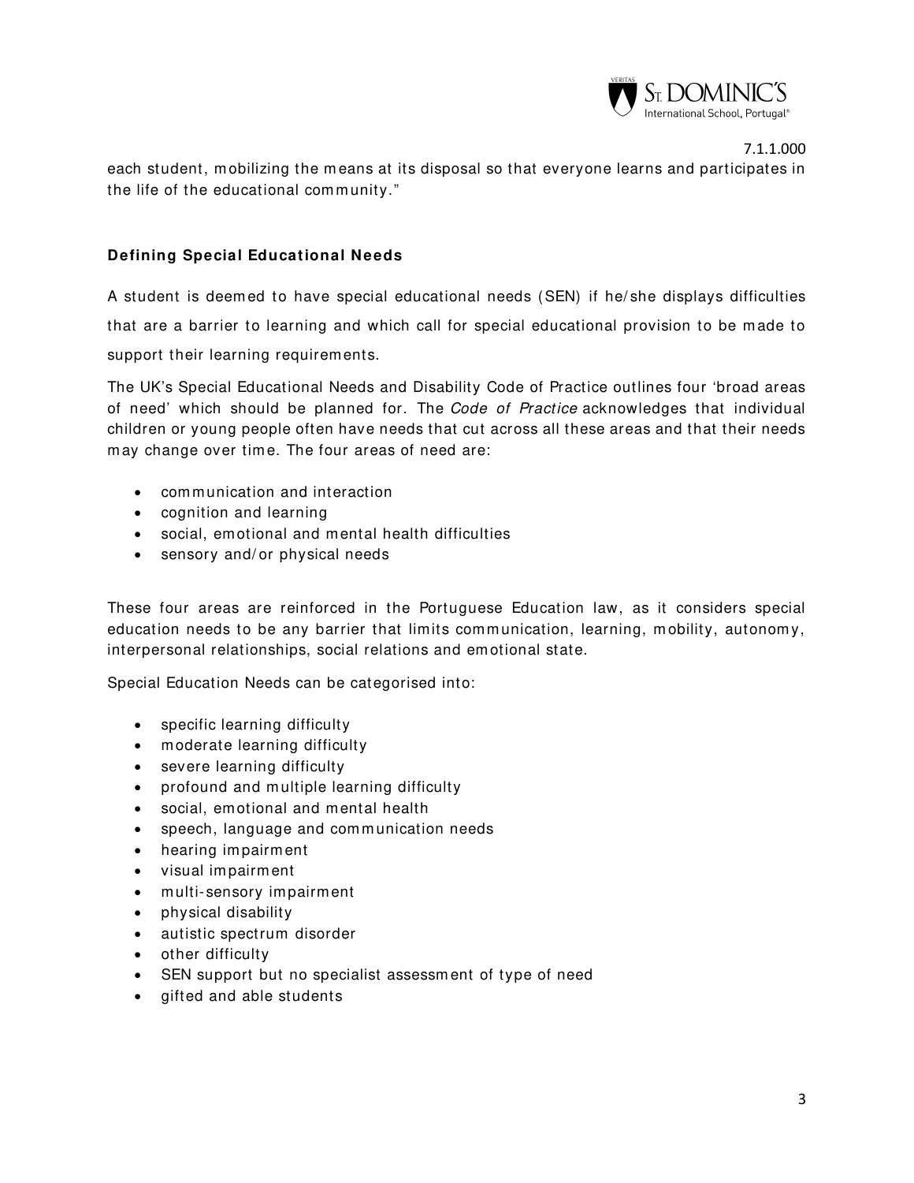each student, mobilizing the means at its disposal so that everyone learns and participates in the life of the educational community."

**Defining Special Educational Needs**

A student is deemed to have special educational needs (SEN) if he/she displays difficulties that are a barrier to learning and which call for special educational provision to be made to support their learning requirements.

The UK's Special Educational Needs and Disability Code of Practice outlines four 'broad areas of need' which should be planned for. The *Code of Practice* acknowledges that individual children or young people often have needs that cut across all these areas and that their needs may change over time. The four areas of need are:

- communication and interaction
- cognition and learning
- social, emotional and mental health difficulties
- sensory and/or physical needs

These four areas are reinforced in the Portuguese Education law, as it considers special education needs to be any barrier that limits communication, learning, mobility, autonomy, interpersonal relationships, social relations and emotional state.

Special Education Needs can be categorised into:

- specific learning difficulty
- moderate learning difficulty
- severe learning difficulty
- profound and multiple learning difficulty
- social, emotional and mental health
- speech, language and communication needs
- hearing impairment
- visual impairment
- multi-sensory impairment
- physical disability
- autistic spectrum disorder
- other difficulty
- SEN support but no specialist assessment of type of need
- gifted and able students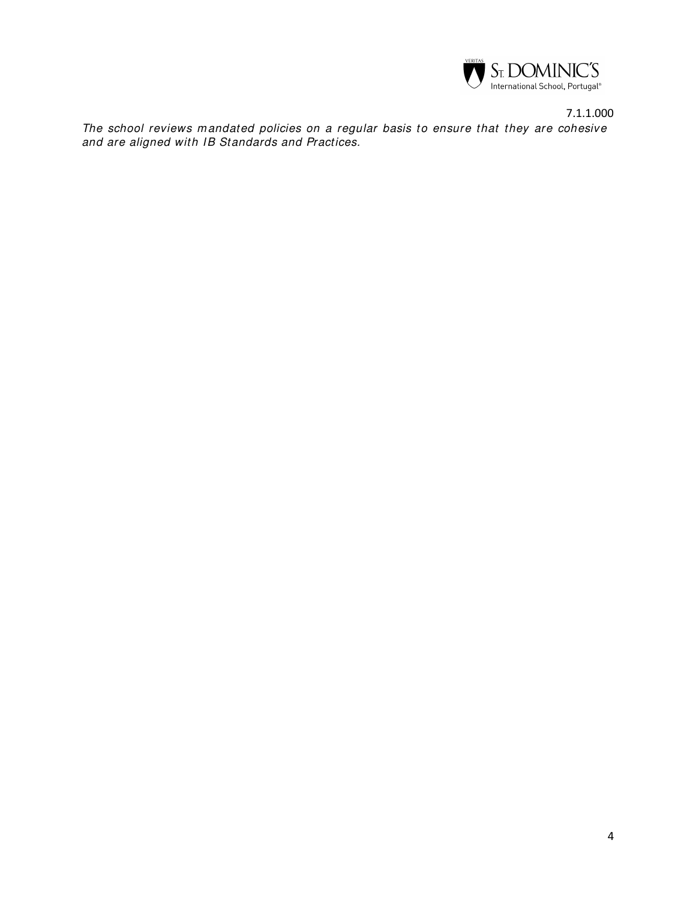7.1.1.000

*The school reviews mandated policies on a regular basis to ensure that they are cohesive and are aligned with IB Standards and Practices.*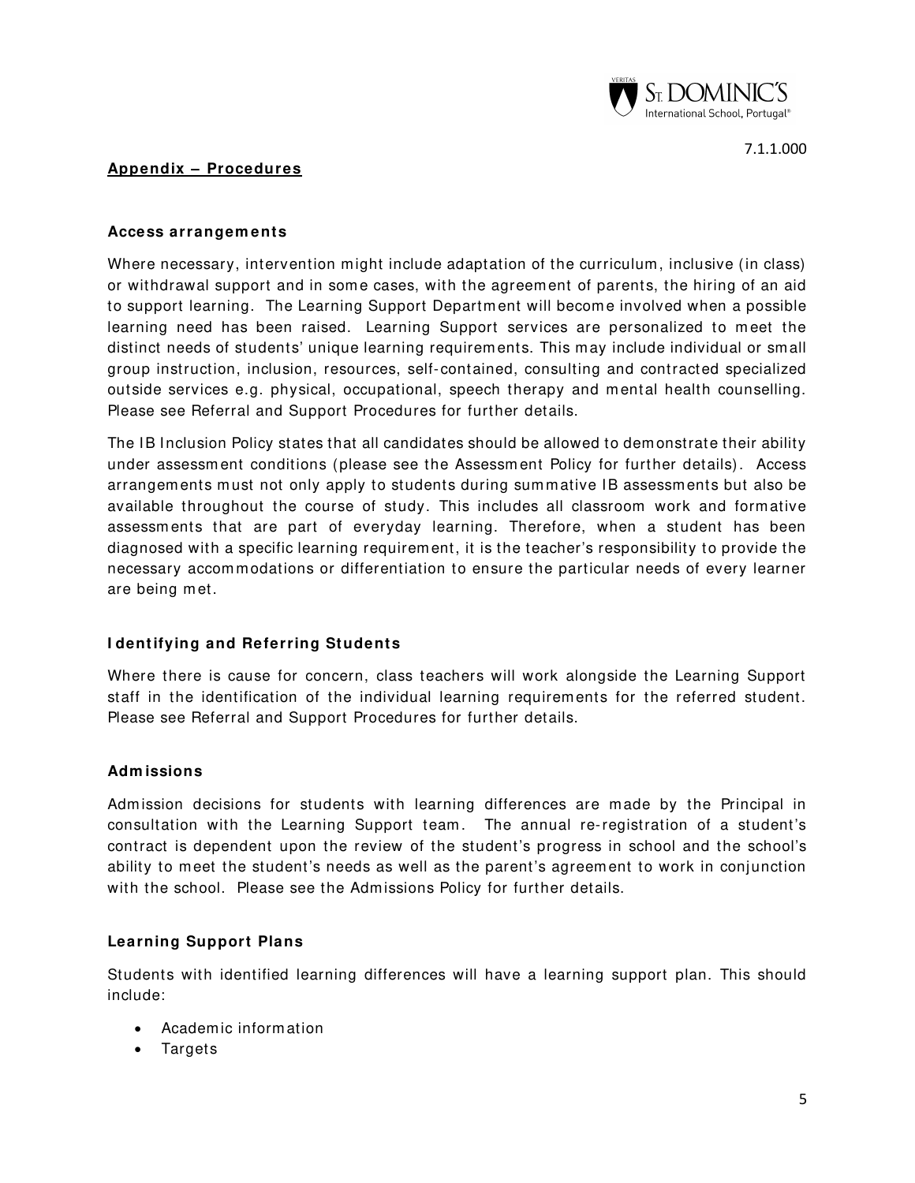7.1.1.000

## Appendix – Procedures

### Access arrangements

Where necessary, intervention might include adaptation of the curriculum, inclusive (in class) or withdrawal support and in some cases, with the agreement of parents, the hiring of an aid to support learning. The Learning Support Department will become involved when a possible learning need has been raised. Learning Support services are personalized to meet the distinct needs of students' unique learning requirements. This may include individual or small group instruction, inclusion, resources, self-contained, consulting and contracted specialized outside services e.g. physical, occupational, speech therapy and mental health counselling. Please see Referral and Support Procedures for further details.

The IB Inclusion Policy states that all candidates should be allowed to demonstrate their ability under assessment conditions (please see the Assessment Policy for further details). Access arrangements must not only apply to students during summative IB assessments but also be available throughout the course of study. This includes all classroom work and formative assessments that are part of everyday learning. Therefore, when a student has been diagnosed with a specific learning requirement, it is the teacher's responsibility to provide the necessary accommodations or differentiation to ensure the particular needs of every learner are being met.

### Identifying and Referring Students

Where there is cause for concern, class teachers will work alongside the Learning Support staff in the identification of the individual learning requirements for the referred student. Please see Referral and Support Procedures for further details.

### Admissions

Admission decisions for students with learning differences are made by the Principal in consultation with the Learning Support team. The annual re-registration of a student's contract is dependent upon the review of the student's progress in school and the school's ability to meet the student's needs as well as the parent's agreement to work in conjunction with the school. Please see the Admissions Policy for further details.

### Learning Support Plans

Students with identified learning differences will have a learning support plan. This should include:

- Academic information
- Targets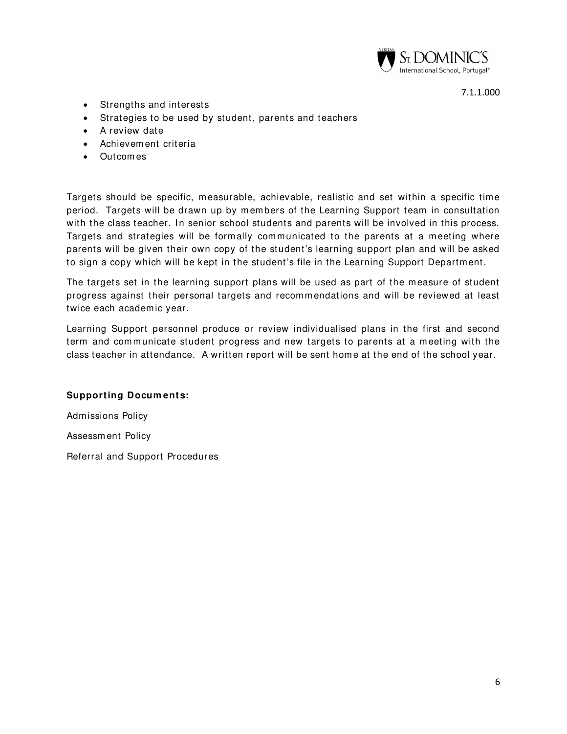- Strengths and interests
- Strategies to be used by student, parents and teachers
- A review date
- Achievement criteria
- Outcomes

Targets should be specific, measurable, achievable, realistic and set within a specific time period. Targets will be drawn up by members of the Learning Support team in consultation with the class teacher. In senior school students and parents will be involved in this process. Targets and strategies will be formally communicated to the parents at a meeting where parents will be given their own copy of the student's learning support plan and will be asked to sign a copy which will be kept in the student's file in the Learning Support Department.

The targets set in the learning support plans will be used as part of the measure of student progress against their personal targets and recommendations and will be reviewed at least twice each academic year.

Learning Support personnel produce or review individualised plans in the first and second term and communicate student progress and new targets to parents at a meeting with the class teacher in attendance. A written report will be sent home at the end of the school year.

**Supporting Documents:**

Admissions Policy

Assessment Policy

Referral and Support Procedures